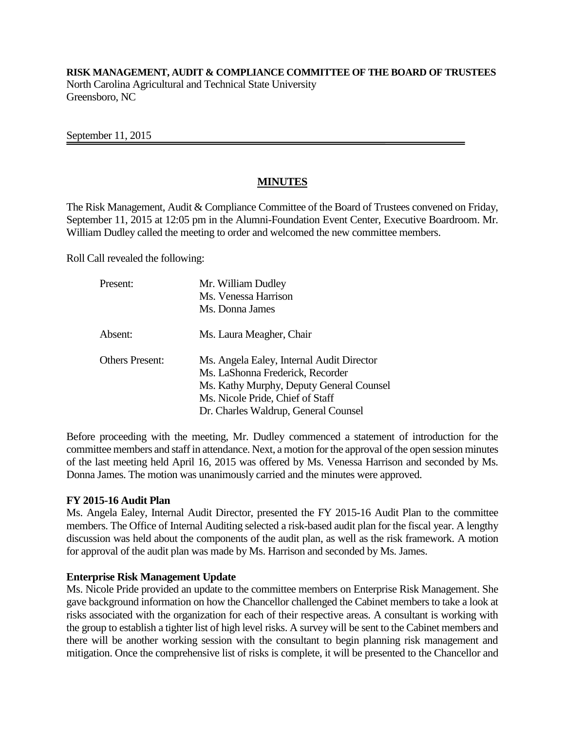**RISK MANAGEMENT, AUDIT & COMPLIANCE COMMITTEE OF THE BOARD OF TRUSTEES**
North Carolina Agricultural and Technical State University
Greensboro, NC

September 11, 2015

## MINUTES

The Risk Management, Audit & Compliance Committee of the Board of Trustees convened on Friday, September 11, 2015 at 12:05 pm in the Alumni-Foundation Event Center, Executive Boardroom. Mr. William Dudley called the meeting to order and welcomed the new committee members.

Roll Call revealed the following:

| | |
|---|---|
| Present: | Mr. William Dudley<br>Ms. Venessa Harrison<br>Ms. Donna James |
| Absent: | Ms. Laura Meagher, Chair |
| Others Present: | Ms. Angela Ealey, Internal Audit Director<br>Ms. LaShonna Frederick, Recorder<br>Ms. Kathy Murphy, Deputy General Counsel<br>Ms. Nicole Pride, Chief of Staff<br>Dr. Charles Waldrup, General Counsel |

Before proceeding with the meeting, Mr. Dudley commenced a statement of introduction for the committee members and staff in attendance. Next, a motion for the approval of the open session minutes of the last meeting held April 16, 2015 was offered by Ms. Venessa Harrison and seconded by Ms. Donna James. The motion was unanimously carried and the minutes were approved.

**FY 2015-16 Audit Plan**
Ms. Angela Ealey, Internal Audit Director, presented the FY 2015-16 Audit Plan to the committee members. The Office of Internal Auditing selected a risk-based audit plan for the fiscal year. A lengthy discussion was held about the components of the audit plan, as well as the risk framework. A motion for approval of the audit plan was made by Ms. Harrison and seconded by Ms. James.

**Enterprise Risk Management Update**
Ms. Nicole Pride provided an update to the committee members on Enterprise Risk Management. She gave background information on how the Chancellor challenged the Cabinet members to take a look at risks associated with the organization for each of their respective areas. A consultant is working with the group to establish a tighter list of high level risks. A survey will be sent to the Cabinet members and there will be another working session with the consultant to begin planning risk management and mitigation. Once the comprehensive list of risks is complete, it will be presented to the Chancellor and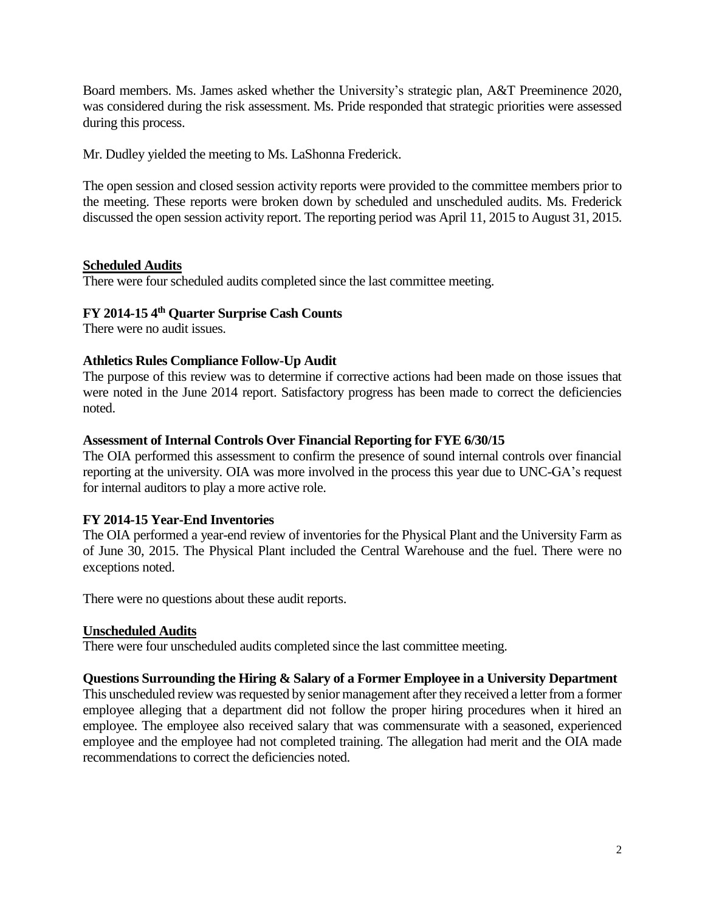Board members. Ms. James asked whether the University's strategic plan, A&T Preeminence 2020, was considered during the risk assessment. Ms. Pride responded that strategic priorities were assessed during this process.

Mr. Dudley yielded the meeting to Ms. LaShonna Frederick.

The open session and closed session activity reports were provided to the committee members prior to the meeting. These reports were broken down by scheduled and unscheduled audits. Ms. Frederick discussed the open session activity report. The reporting period was April 11, 2015 to August 31, 2015.

**Scheduled Audits**

There were four scheduled audits completed since the last committee meeting.

**FY 2014-15 4th Quarter Surprise Cash Counts**

There were no audit issues.

**Athletics Rules Compliance Follow-Up Audit**

The purpose of this review was to determine if corrective actions had been made on those issues that were noted in the June 2014 report. Satisfactory progress has been made to correct the deficiencies noted.

**Assessment of Internal Controls Over Financial Reporting for FYE 6/30/15**

The OIA performed this assessment to confirm the presence of sound internal controls over financial reporting at the university. OIA was more involved in the process this year due to UNC-GA's request for internal auditors to play a more active role.

**FY 2014-15 Year-End Inventories**

The OIA performed a year-end review of inventories for the Physical Plant and the University Farm as of June 30, 2015. The Physical Plant included the Central Warehouse and the fuel. There were no exceptions noted.

There were no questions about these audit reports.

**Unscheduled Audits**

There were four unscheduled audits completed since the last committee meeting.

**Questions Surrounding the Hiring & Salary of a Former Employee in a University Department**

This unscheduled review was requested by senior management after they received a letter from a former employee alleging that a department did not follow the proper hiring procedures when it hired an employee. The employee also received salary that was commensurate with a seasoned, experienced employee and the employee had not completed training. The allegation had merit and the OIA made recommendations to correct the deficiencies noted.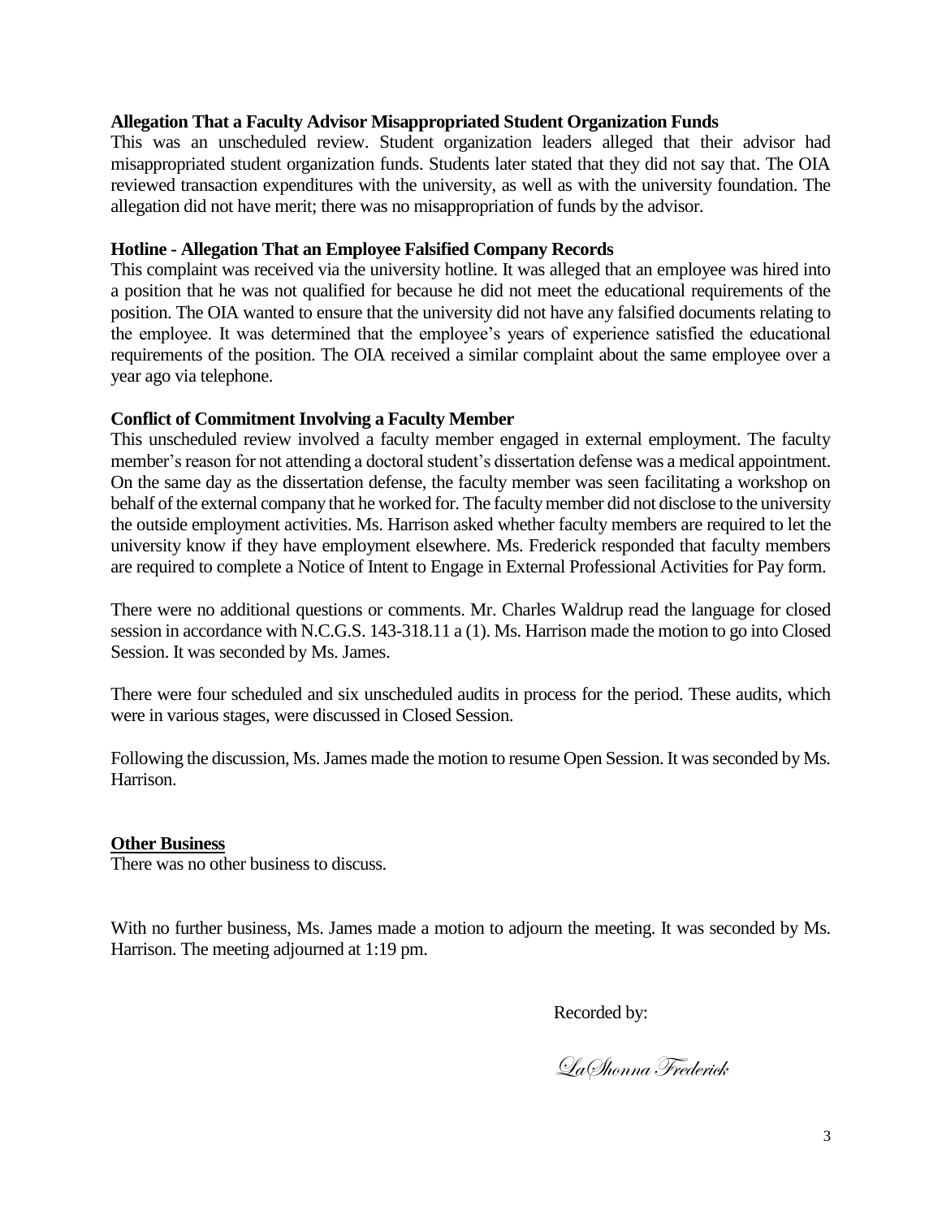**Allegation That a Faculty Advisor Misappropriated Student Organization Funds**
This was an unscheduled review. Student organization leaders alleged that their advisor had misappropriated student organization funds. Students later stated that they did not say that. The OIA reviewed transaction expenditures with the university, as well as with the university foundation. The allegation did not have merit; there was no misappropriation of funds by the advisor.

**Hotline - Allegation That an Employee Falsified Company Records**
This complaint was received via the university hotline. It was alleged that an employee was hired into a position that he was not qualified for because he did not meet the educational requirements of the position. The OIA wanted to ensure that the university did not have any falsified documents relating to the employee. It was determined that the employee's years of experience satisfied the educational requirements of the position. The OIA received a similar complaint about the same employee over a year ago via telephone.

**Conflict of Commitment Involving a Faculty Member**
This unscheduled review involved a faculty member engaged in external employment. The faculty member's reason for not attending a doctoral student's dissertation defense was a medical appointment. On the same day as the dissertation defense, the faculty member was seen facilitating a workshop on behalf of the external company that he worked for. The faculty member did not disclose to the university the outside employment activities. Ms. Harrison asked whether faculty members are required to let the university know if they have employment elsewhere. Ms. Frederick responded that faculty members are required to complete a Notice of Intent to Engage in External Professional Activities for Pay form.

There were no additional questions or comments. Mr. Charles Waldrup read the language for closed session in accordance with N.C.G.S. 143-318.11 a (1). Ms. Harrison made the motion to go into Closed Session. It was seconded by Ms. James.

There were four scheduled and six unscheduled audits in process for the period. These audits, which were in various stages, were discussed in Closed Session.

Following the discussion, Ms. James made the motion to resume Open Session. It was seconded by Ms. Harrison.

**Other Business**
There was no other business to discuss.

With no further business, Ms. James made a motion to adjourn the meeting. It was seconded by Ms. Harrison. The meeting adjourned at 1:19 pm.

Recorded by:

*LaShonna Frederick*